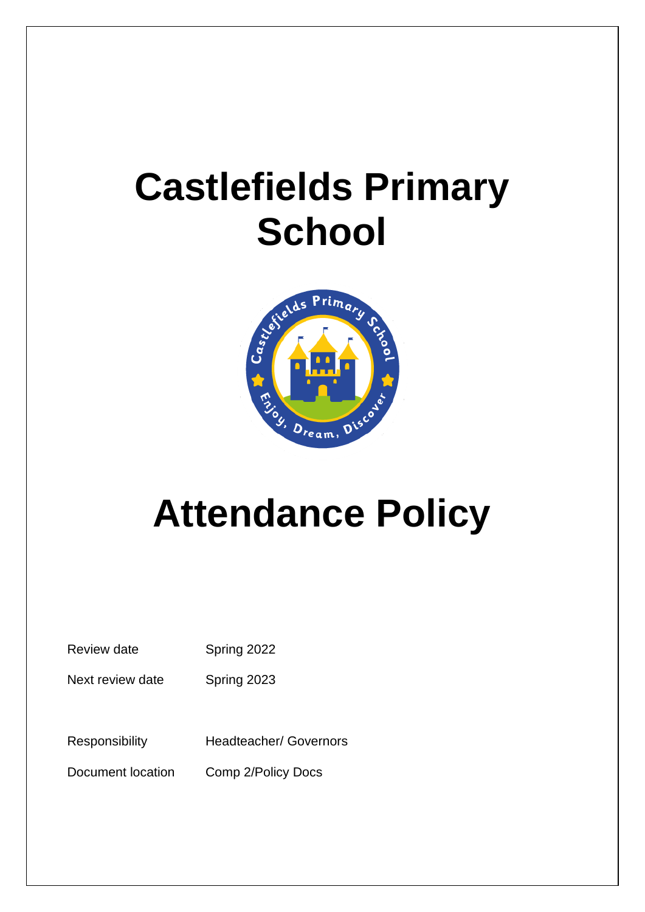# Castlefields Primary School

# Attendance Policy

| | |
|---|---|
| Review date | Spring 2022 |
| Next review date | Spring 2023 |
| Responsibility | Headteacher/ Governors |
| Document location | Comp 2/Policy Docs |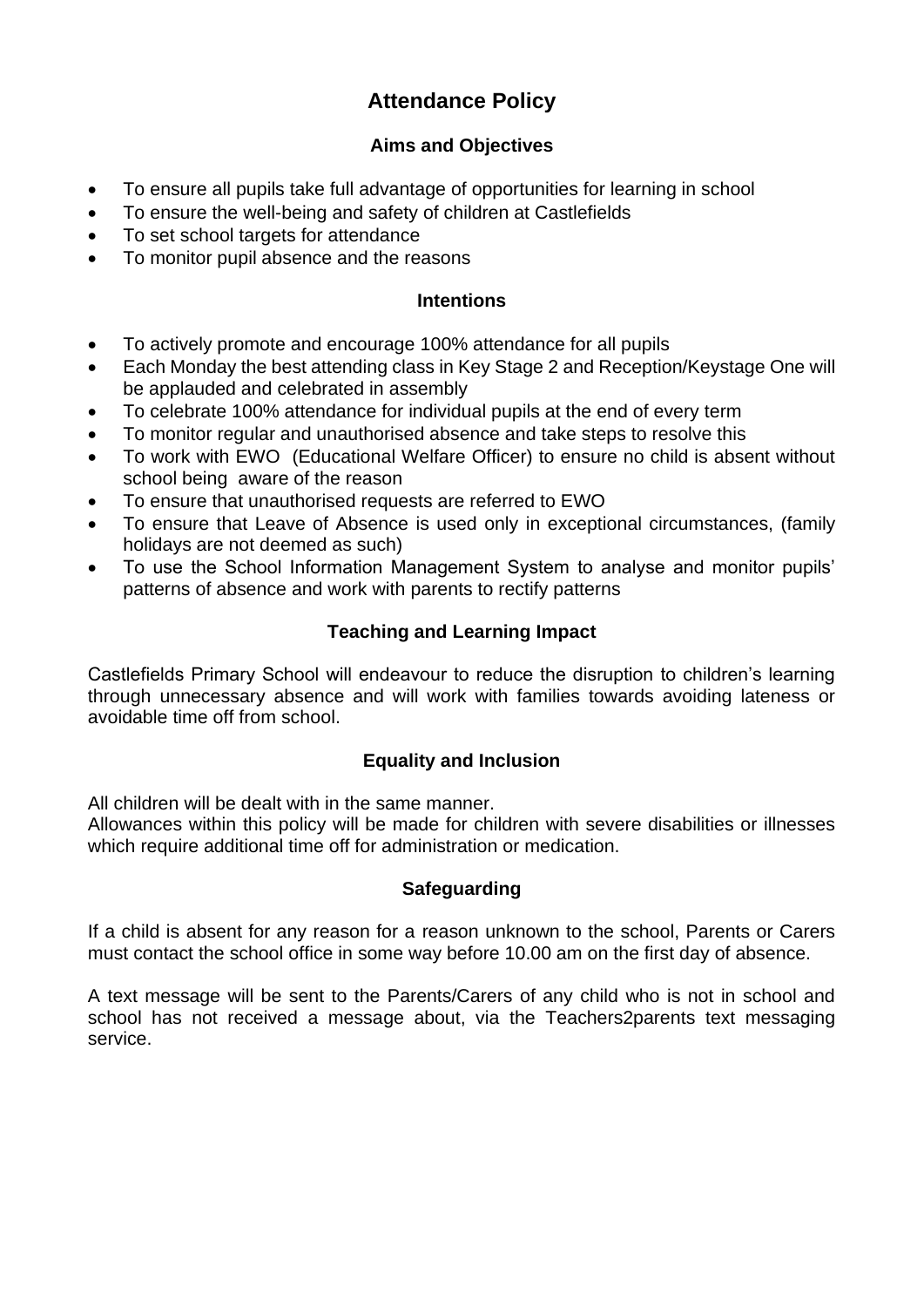# Attendance Policy

## Aims and Objectives

- To ensure all pupils take full advantage of opportunities for learning in school
- To ensure the well-being and safety of children at Castlefields
- To set school targets for attendance
- To monitor pupil absence and the reasons

## Intentions

- To actively promote and encourage 100% attendance for all pupils
- Each Monday the best attending class in Key Stage 2 and Reception/Keystage One will be applauded and celebrated in assembly
- To celebrate 100% attendance for individual pupils at the end of every term
- To monitor regular and unauthorised absence and take steps to resolve this
- To work with EWO (Educational Welfare Officer) to ensure no child is absent without school being aware of the reason
- To ensure that unauthorised requests are referred to EWO
- To ensure that Leave of Absence is used only in exceptional circumstances, (family holidays are not deemed as such)
- To use the School Information Management System to analyse and monitor pupils' patterns of absence and work with parents to rectify patterns

## Teaching and Learning Impact

Castlefields Primary School will endeavour to reduce the disruption to children's learning through unnecessary absence and will work with families towards avoiding lateness or avoidable time off from school.

## Equality and Inclusion

All children will be dealt with in the same manner.
Allowances within this policy will be made for children with severe disabilities or illnesses which require additional time off for administration or medication.

## Safeguarding

If a child is absent for any reason for a reason unknown to the school, Parents or Carers must contact the school office in some way before 10.00 am on the first day of absence.

A text message will be sent to the Parents/Carers of any child who is not in school and school has not received a message about, via the Teachers2parents text messaging service.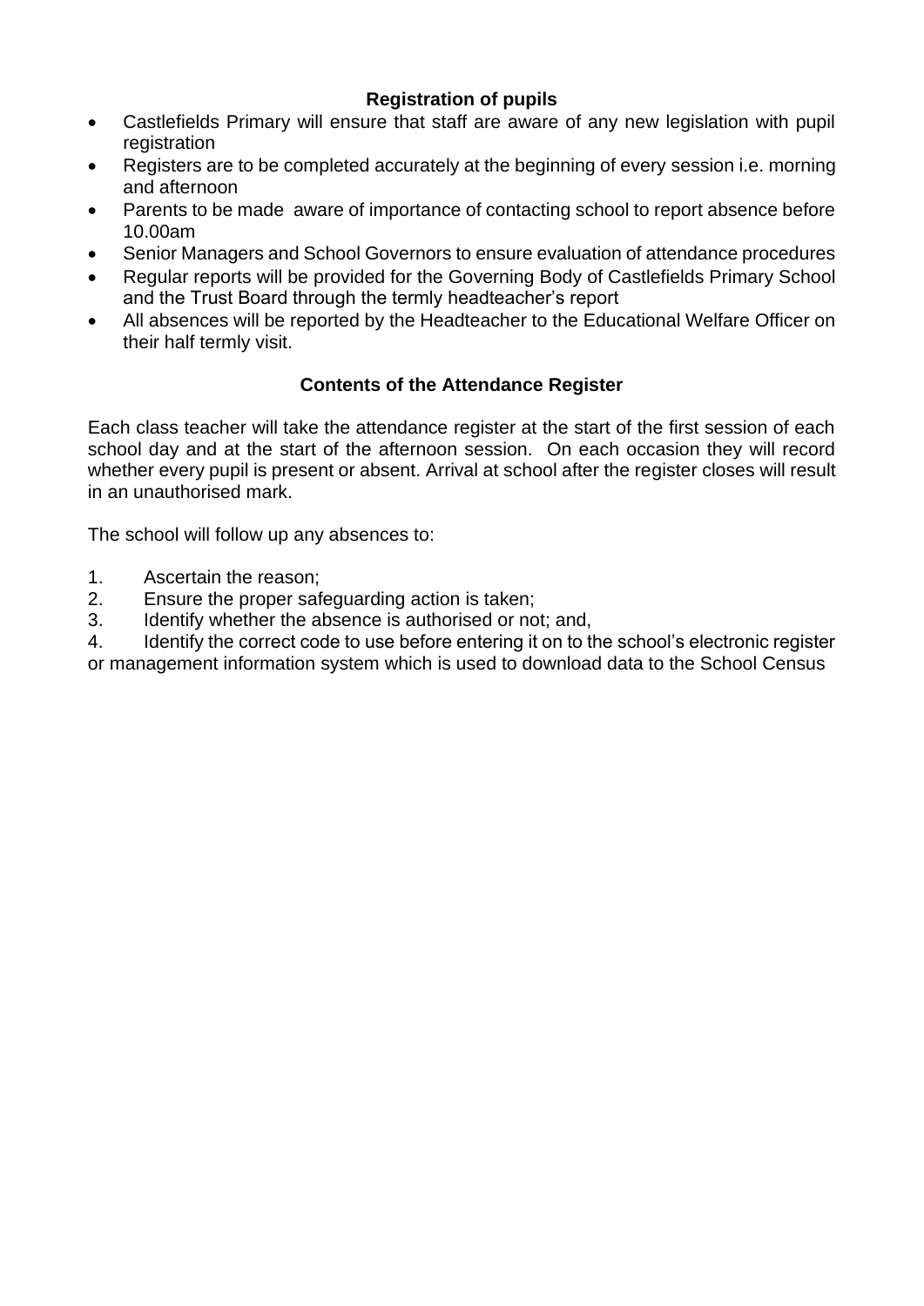## Registration of pupils

- Castlefields Primary will ensure that staff are aware of any new legislation with pupil registration
- Registers are to be completed accurately at the beginning of every session i.e. morning and afternoon
- Parents to be made aware of importance of contacting school to report absence before 10.00am
- Senior Managers and School Governors to ensure evaluation of attendance procedures
- Regular reports will be provided for the Governing Body of Castlefields Primary School and the Trust Board through the termly headteacher's report
- All absences will be reported by the Headteacher to the Educational Welfare Officer on their half termly visit.

## Contents of the Attendance Register

Each class teacher will take the attendance register at the start of the first session of each school day and at the start of the afternoon session. On each occasion they will record whether every pupil is present or absent. Arrival at school after the register closes will result in an unauthorised mark.

The school will follow up any absences to:

1. Ascertain the reason;
2. Ensure the proper safeguarding action is taken;
3. Identify whether the absence is authorised or not; and,
4. Identify the correct code to use before entering it on to the school's electronic register or management information system which is used to download data to the School Census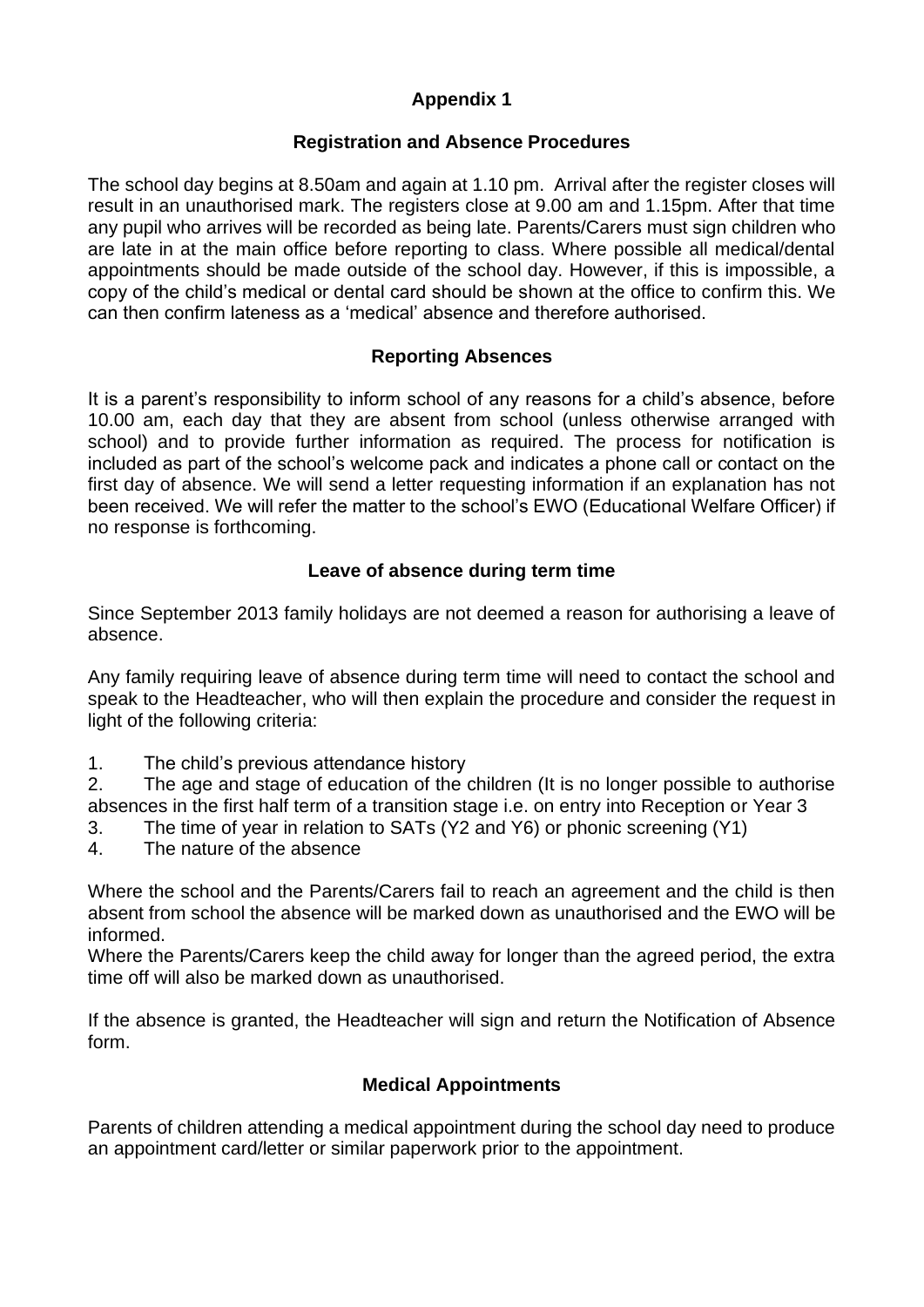## Appendix 1

### Registration and Absence Procedures

The school day begins at 8.50am and again at 1.10 pm. Arrival after the register closes will result in an unauthorised mark. The registers close at 9.00 am and 1.15pm. After that time any pupil who arrives will be recorded as being late. Parents/Carers must sign children who are late in at the main office before reporting to class. Where possible all medical/dental appointments should be made outside of the school day. However, if this is impossible, a copy of the child's medical or dental card should be shown at the office to confirm this. We can then confirm lateness as a 'medical' absence and therefore authorised.

### Reporting Absences

It is a parent's responsibility to inform school of any reasons for a child's absence, before 10.00 am, each day that they are absent from school (unless otherwise arranged with school) and to provide further information as required. The process for notification is included as part of the school's welcome pack and indicates a phone call or contact on the first day of absence. We will send a letter requesting information if an explanation has not been received. We will refer the matter to the school's EWO (Educational Welfare Officer) if no response is forthcoming.

### Leave of absence during term time

Since September 2013 family holidays are not deemed a reason for authorising a leave of absence.

Any family requiring leave of absence during term time will need to contact the school and speak to the Headteacher, who will then explain the procedure and consider the request in light of the following criteria:

1. The child's previous attendance history
2. The age and stage of education of the children (It is no longer possible to authorise absences in the first half term of a transition stage i.e. on entry into Reception or Year 3
3. The time of year in relation to SATs (Y2 and Y6) or phonic screening (Y1)
4. The nature of the absence

Where the school and the Parents/Carers fail to reach an agreement and the child is then absent from school the absence will be marked down as unauthorised and the EWO will be informed.
Where the Parents/Carers keep the child away for longer than the agreed period, the extra time off will also be marked down as unauthorised.

If the absence is granted, the Headteacher will sign and return the Notification of Absence form.

### Medical Appointments

Parents of children attending a medical appointment during the school day need to produce an appointment card/letter or similar paperwork prior to the appointment.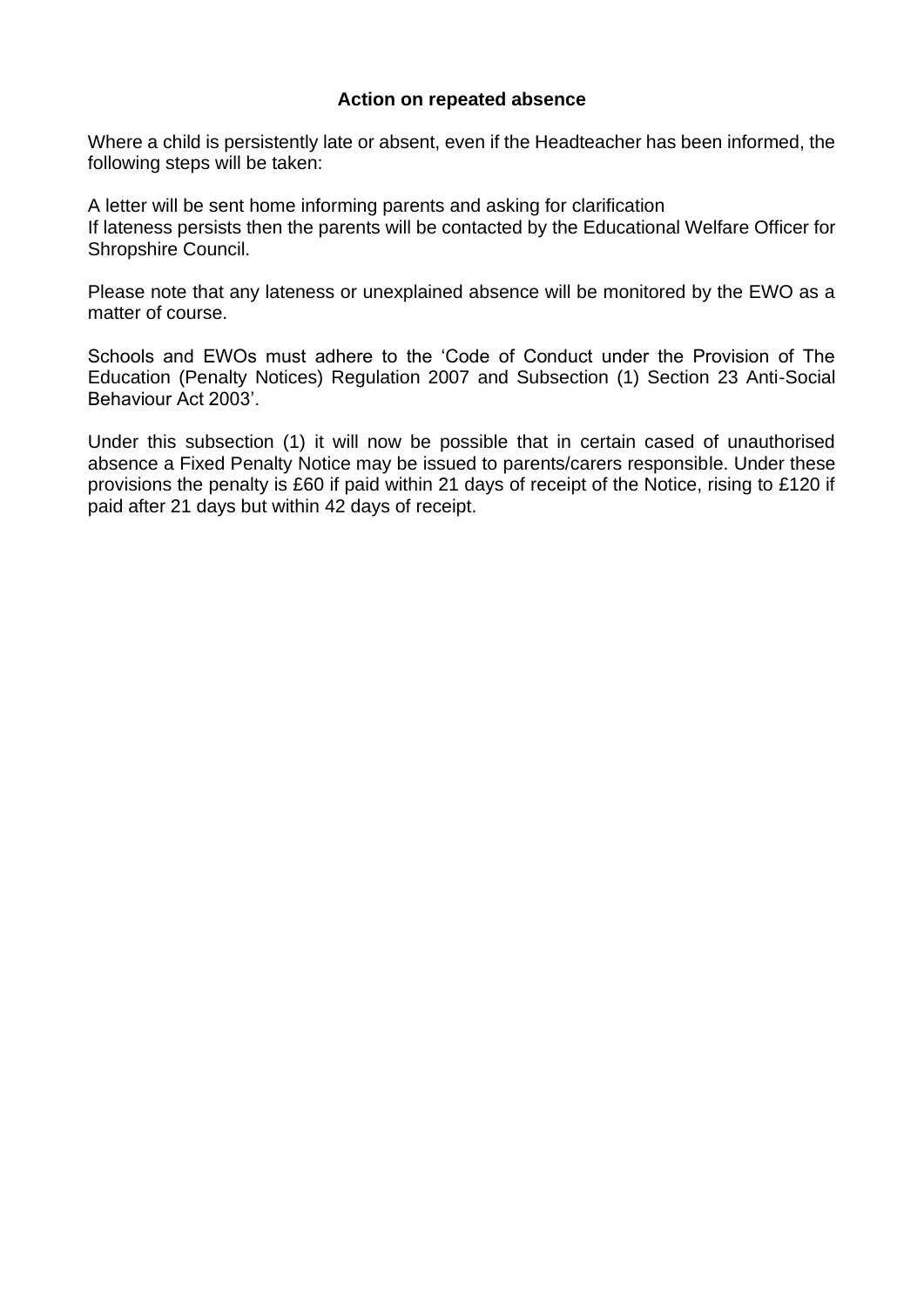### Action on repeated absence

Where a child is persistently late or absent, even if the Headteacher has been informed, the following steps will be taken:

A letter will be sent home informing parents and asking for clarification
If lateness persists then the parents will be contacted by the Educational Welfare Officer for Shropshire Council.

Please note that any lateness or unexplained absence will be monitored by the EWO as a matter of course.

Schools and EWOs must adhere to the 'Code of Conduct under the Provision of The Education (Penalty Notices) Regulation 2007 and Subsection (1) Section 23 Anti-Social Behaviour Act 2003'.

Under this subsection (1) it will now be possible that in certain cased of unauthorised absence a Fixed Penalty Notice may be issued to parents/carers responsible. Under these provisions the penalty is £60 if paid within 21 days of receipt of the Notice, rising to £120 if paid after 21 days but within 42 days of receipt.